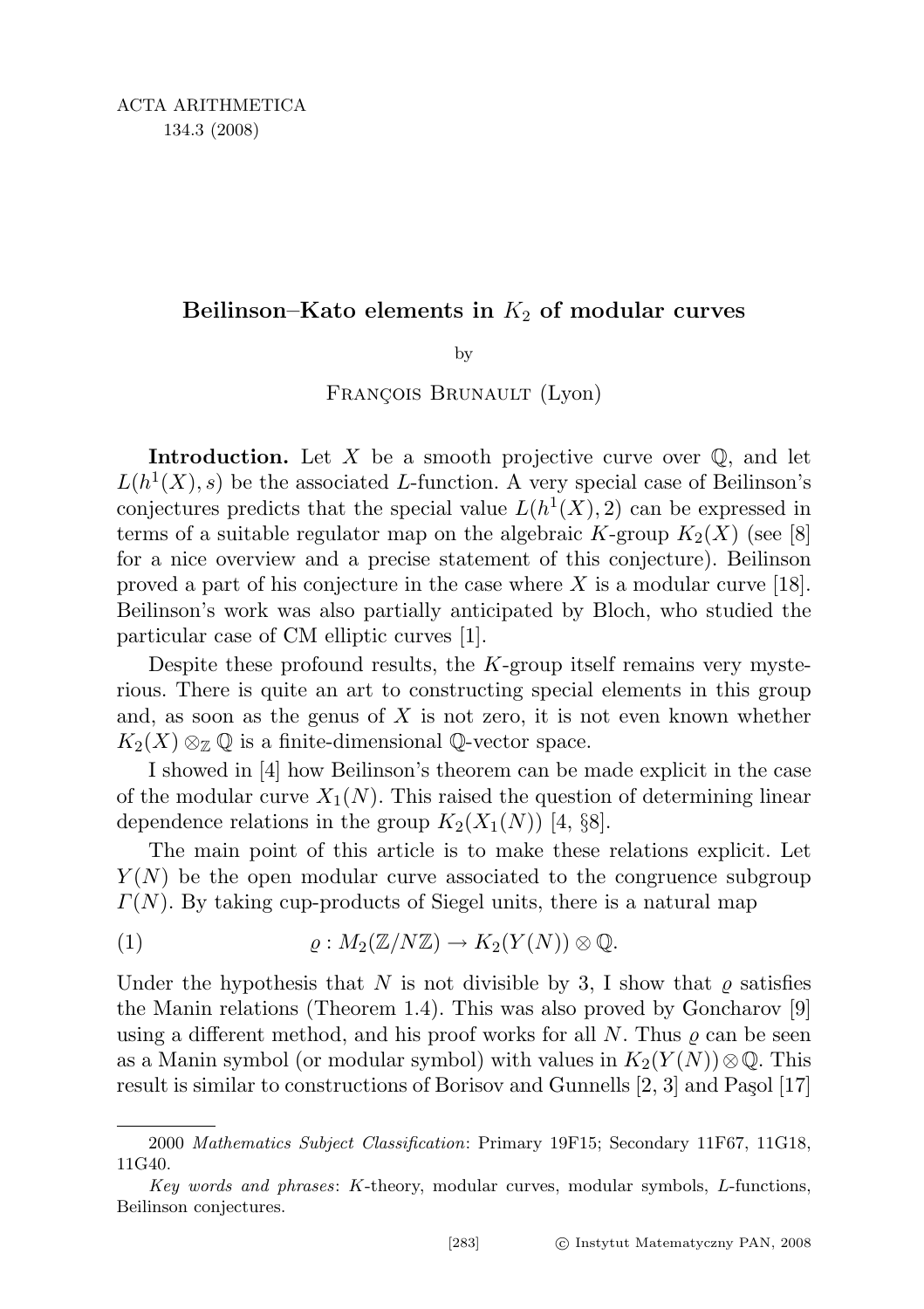# Beilinson–Kato elements in $K_2$ of modular curves

by

François Brunault (Lyon)

**Introduction.** Let $X$ be a smooth projective curve over $\mathbb{Q}$, and let $L(h^1(X), s)$ be the associated $L$-function. A very special case of Beilinson's conjectures predicts that the special value $L(h^1(X), 2)$ can be expressed in terms of a suitable regulator map on the algebraic $K$-group $K_2(X)$ (see [8] for a nice overview and a precise statement of this conjecture). Beilinson proved a part of his conjecture in the case where $X$ is a modular curve [18]. Beilinson's work was also partially anticipated by Bloch, who studied the particular case of CM elliptic curves [1].

Despite these profound results, the $K$-group itself remains very mysterious. There is quite an art to constructing special elements in this group and, as soon as the genus of $X$ is not zero, it is not even known whether $K_2(X) \otimes_{\mathbb{Z}} \mathbb{Q}$ is a finite-dimensional $\mathbb{Q}$-vector space.

I showed in [4] how Beilinson's theorem can be made explicit in the case of the modular curve $X_1(N)$. This raised the question of determining linear dependence relations in the group $K_2(X_1(N))$ [4, §8].

The main point of this article is to make these relations explicit. Let $Y(N)$ be the open modular curve associated to the congruence subgroup $\Gamma(N)$. By taking cup-products of Siegel units, there is a natural map

$$\varrho : M_2(\mathbb{Z}/N\mathbb{Z}) \to K_2(Y(N)) \otimes \mathbb{Q}. \tag{1}$$

Under the hypothesis that $N$ is not divisible by 3, I show that $\varrho$ satisfies the Manin relations (Theorem 1.4). This was also proved by Goncharov [9] using a different method, and his proof works for all $N$. Thus $\varrho$ can be seen as a Manin symbol (or modular symbol) with values in $K_2(Y(N)) \otimes \mathbb{Q}$. This result is similar to constructions of Borisov and Gunnells [2, 3] and Paşol [17]

---

2000 *Mathematics Subject Classification*: Primary 19F15; Secondary 11F67, 11G18, 11G40.

*Key words and phrases*: $K$-theory, modular curves, modular symbols, $L$-functions, Beilinson conjectures.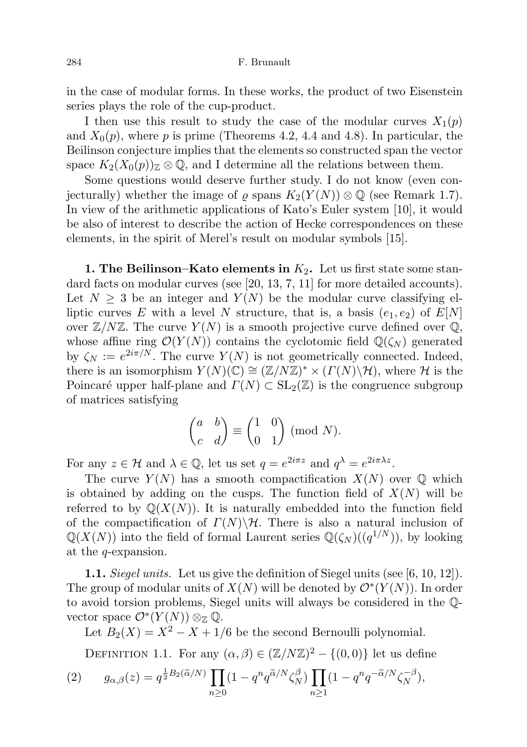in the case of modular forms. In these works, the product of two Eisenstein series plays the role of the cup-product.

I then use this result to study the case of the modular curves $X_1(p)$ and $X_0(p)$, where $p$ is prime (Theorems 4.2, 4.4 and 4.8). In particular, the Beilinson conjecture implies that the elements so constructed span the vector space $K_2(X_0(p))_{\mathbb{Z}} \otimes \mathbb{Q}$, and I determine all the relations between them.

Some questions would deserve further study. I do not know (even conjecturally) whether the image of $\varrho$ spans $K_2(Y(N)) \otimes \mathbb{Q}$ (see Remark 1.7). In view of the arithmetic applications of Kato's Euler system [10], it would be also of interest to describe the action of Hecke correspondences on these elements, in the spirit of Merel's result on modular symbols [15].

**1. The Beilinson–Kato elements in $K_2$.** Let us first state some standard facts on modular curves (see [20, 13, 7, 11] for more detailed accounts). Let $N \geq 3$ be an integer and $Y(N)$ be the modular curve classifying elliptic curves $E$ with a level $N$ structure, that is, a basis $(e_1, e_2)$ of $E[N]$ over $\mathbb{Z}/N\mathbb{Z}$. The curve $Y(N)$ is a smooth projective curve defined over $\mathbb{Q}$, whose affine ring $\mathcal{O}(Y(N))$ contains the cyclotomic field $\mathbb{Q}(\zeta_N)$ generated by $\zeta_N := e^{2i\pi/N}$. The curve $Y(N)$ is not geometrically connected. Indeed, there is an isomorphism $Y(N)(\mathbb{C}) \cong (\mathbb{Z}/N\mathbb{Z})^* \times (\Gamma(N)\backslash\mathcal{H})$, where $\mathcal{H}$ is the Poincaré upper half-plane and $\Gamma(N) \subset \mathrm{SL}_2(\mathbb{Z})$ is the congruence subgroup of matrices satisfying

$$\begin{pmatrix} a & b \\ c & d \end{pmatrix} \equiv \begin{pmatrix} 1 & 0 \\ 0 & 1 \end{pmatrix} \pmod{N}.$$

For any $z \in \mathcal{H}$ and $\lambda \in \mathbb{Q}$, let us set $q = e^{2i\pi z}$ and $q^\lambda = e^{2i\pi\lambda z}$.

The curve $Y(N)$ has a smooth compactification $X(N)$ over $\mathbb{Q}$ which is obtained by adding on the cusps. The function field of $X(N)$ will be referred to by $\mathbb{Q}(X(N))$. It is naturally embedded into the function field of the compactification of $\Gamma(N)\backslash\mathcal{H}$. There is also a natural inclusion of $\mathbb{Q}(X(N))$ into the field of formal Laurent series $\mathbb{Q}(\zeta_N)((q^{1/N}))$, by looking at the $q$-expansion.

**1.1.** *Siegel units.* Let us give the definition of Siegel units (see [6, 10, 12]). The group of modular units of $X(N)$ will be denoted by $\mathcal{O}^*(Y(N))$. In order to avoid torsion problems, Siegel units will always be considered in the $\mathbb{Q}$-vector space $\mathcal{O}^*(Y(N)) \otimes_{\mathbb{Z}} \mathbb{Q}$.

Let $B_2(X) = X^2 - X + 1/6$ be the second Bernoulli polynomial.

Definition 1.1. For any $(\alpha, \beta) \in (\mathbb{Z}/N\mathbb{Z})^2 - \{(0,0)\}$ let us define

$$(2) \qquad g_{\alpha,\beta}(z) = q^{\frac{1}{2}B_2(\widetilde{\alpha}/N)} \prod_{n \geq 0} (1 - q^n q^{\widetilde{\alpha}/N} \zeta_N^\beta) \prod_{n \geq 1} (1 - q^n q^{-\widetilde{\alpha}/N} \zeta_N^{-\beta}),$$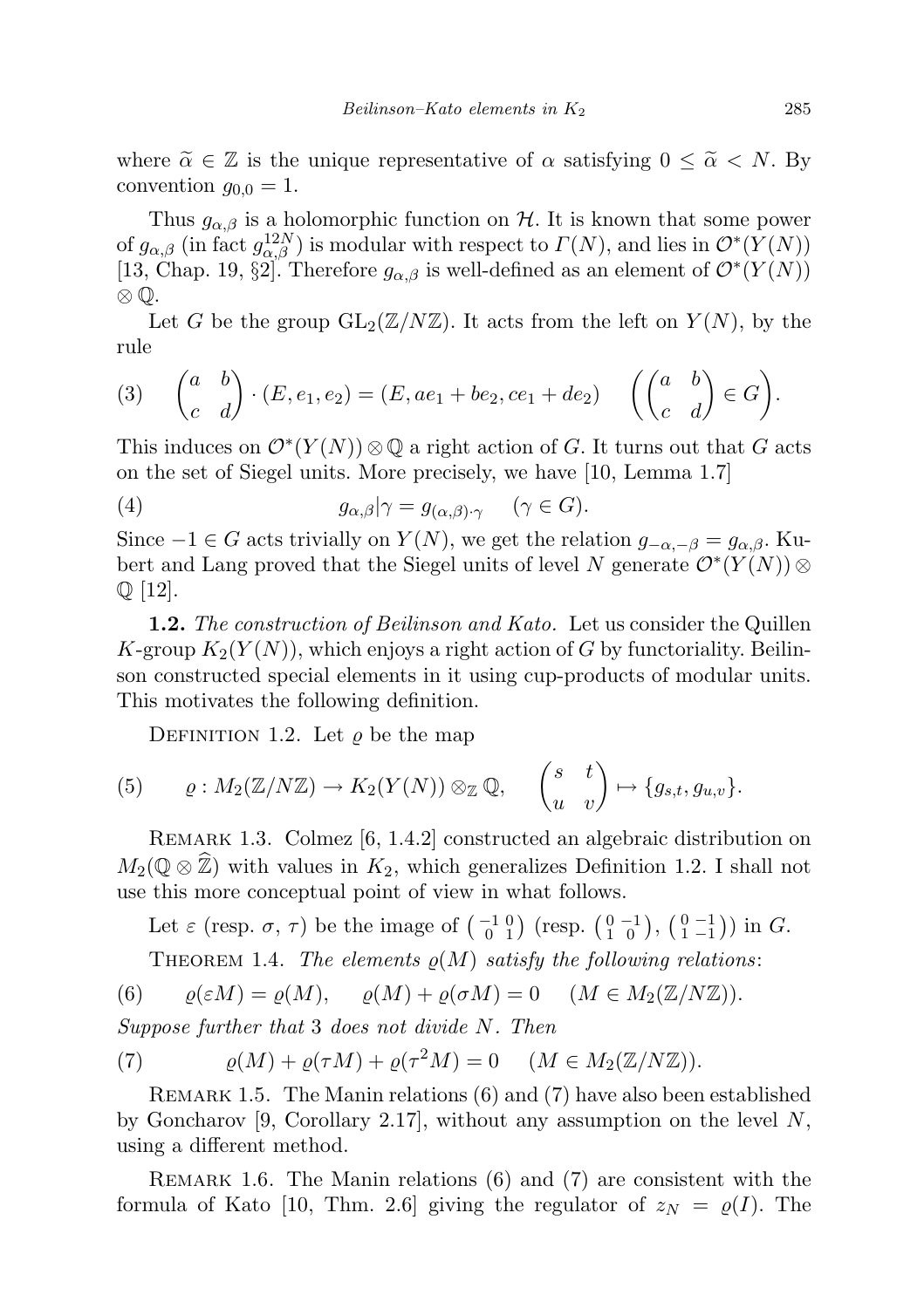where $\widetilde{\alpha} \in \mathbb{Z}$ is the unique representative of $\alpha$ satisfying $0 \leq \widetilde{\alpha} < N$. By convention $g_{0,0} = 1$.

Thus $g_{\alpha,\beta}$ is a holomorphic function on $\mathcal{H}$. It is known that some power of $g_{\alpha,\beta}$ (in fact $g_{\alpha,\beta}^{12N}$) is modular with respect to $\Gamma(N)$, and lies in $\mathcal{O}^*(Y(N))$ [13, Chap. 19, §2]. Therefore $g_{\alpha,\beta}$ is well-defined as an element of $\mathcal{O}^*(Y(N)) \otimes \mathbb{Q}$.

Let $G$ be the group $\mathrm{GL}_2(\mathbb{Z}/N\mathbb{Z})$. It acts from the left on $Y(N)$, by the rule

$$
(3) \qquad \begin{pmatrix} a & b \\ c & d \end{pmatrix} \cdot (E, e_1, e_2) = (E, ae_1 + be_2, ce_1 + de_2) \qquad \left( \begin{pmatrix} a & b \\ c & d \end{pmatrix} \in G \right).
$$

This induces on $\mathcal{O}^*(Y(N)) \otimes \mathbb{Q}$ a right action of $G$. It turns out that $G$ acts on the set of Siegel units. More precisely, we have [10, Lemma 1.7]

$$
(4) \qquad g_{\alpha,\beta}|\gamma = g_{(\alpha,\beta)\cdot\gamma} \qquad (\gamma \in G).
$$

Since $-1 \in G$ acts trivially on $Y(N)$, we get the relation $g_{-\alpha,-\beta} = g_{\alpha,\beta}$. Kubert and Lang proved that the Siegel units of level $N$ generate $\mathcal{O}^*(Y(N)) \otimes \mathbb{Q}$ [12].

**1.2.** *The construction of Beilinson and Kato.* Let us consider the Quillen $K$-group $K_2(Y(N))$, which enjoys a right action of $G$ by functoriality. Beilinson constructed special elements in it using cup-products of modular units. This motivates the following definition.

Definition 1.2. Let $\varrho$ be the map

$$
(5) \qquad \varrho : M_2(\mathbb{Z}/N\mathbb{Z}) \to K_2(Y(N)) \otimes_{\mathbb{Z}} \mathbb{Q}, \qquad \begin{pmatrix} s & t \\ u & v \end{pmatrix} \mapsto \{g_{s,t}, g_{u,v}\}.
$$

Remark 1.3. Colmez [6, 1.4.2] constructed an algebraic distribution on $M_2(\mathbb{Q} \otimes \widehat{\mathbb{Z}})$ with values in $K_2$, which generalizes Definition 1.2. I shall not use this more conceptual point of view in what follows.

Let $\varepsilon$ (resp. $\sigma$, $\tau$) be the image of $\left(\begin{smallmatrix} -1 & 0 \\ 0 & 1 \end{smallmatrix}\right)$ (resp. $\left(\begin{smallmatrix} 0 & -1 \\ 1 & 0 \end{smallmatrix}\right)$, $\left(\begin{smallmatrix} 0 & -1 \\ 1 & -1 \end{smallmatrix}\right)$) in $G$.

Theorem 1.4. *The elements $\varrho(M)$ satisfy the following relations*:

$$
(6) \qquad \varrho(\varepsilon M) = \varrho(M), \qquad \varrho(M) + \varrho(\sigma M) = 0 \qquad (M \in M_2(\mathbb{Z}/N\mathbb{Z})).
$$

*Suppose further that* 3 *does not divide* $N$. *Then*

$$
(7) \qquad \varrho(M) + \varrho(\tau M) + \varrho(\tau^2 M) = 0 \qquad (M \in M_2(\mathbb{Z}/N\mathbb{Z})).
$$

Remark 1.5. The Manin relations (6) and (7) have also been established by Goncharov [9, Corollary 2.17], without any assumption on the level $N$, using a different method.

Remark 1.6. The Manin relations (6) and (7) are consistent with the formula of Kato [10, Thm. 2.6] giving the regulator of $z_N = \varrho(I)$. The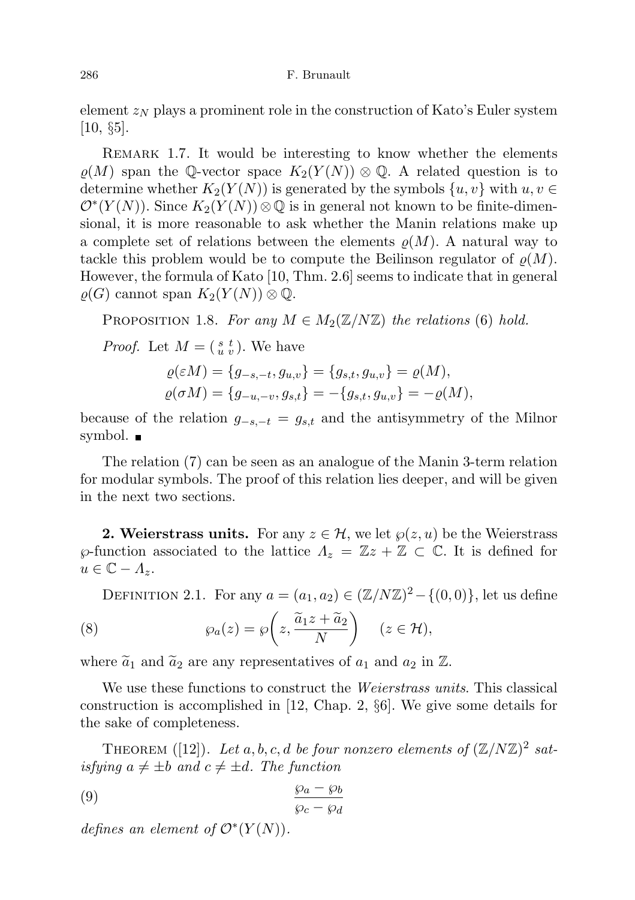element $z_N$ plays a prominent role in the construction of Kato's Euler system [10, §5].

Remark 1.7. It would be interesting to know whether the elements $\varrho(M)$ span the $\mathbb{Q}$-vector space $K_2(Y(N)) \otimes \mathbb{Q}$. A related question is to determine whether $K_2(Y(N))$ is generated by the symbols $\{u, v\}$ with $u, v \in \mathcal{O}^*(Y(N))$. Since $K_2(Y(N)) \otimes \mathbb{Q}$ is in general not known to be finite-dimensional, it is more reasonable to ask whether the Manin relations make up a complete set of relations between the elements $\varrho(M)$. A natural way to tackle this problem would be to compute the Beilinson regulator of $\varrho(M)$. However, the formula of Kato [10, Thm. 2.6] seems to indicate that in general $\varrho(G)$ cannot span $K_2(Y(N)) \otimes \mathbb{Q}$.

Proposition 1.8. *For any $M \in M_2(\mathbb{Z}/N\mathbb{Z})$ the relations* (6) *hold.*

*Proof.* Let $M = \left(\begin{smallmatrix} s & t \\ u & v \end{smallmatrix}\right)$. We have

$$\varrho(\varepsilon M) = \{g_{-s,-t}, g_{u,v}\} = \{g_{s,t}, g_{u,v}\} = \varrho(M),$$
$$\varrho(\sigma M) = \{g_{-u,-v}, g_{s,t}\} = -\{g_{s,t}, g_{u,v}\} = -\varrho(M),$$

because of the relation $g_{-s,-t} = g_{s,t}$ and the antisymmetry of the Milnor symbol. ∎

The relation (7) can be seen as an analogue of the Manin 3-term relation for modular symbols. The proof of this relation lies deeper, and will be given in the next two sections.

**2. Weierstrass units.** For any $z \in \mathcal{H}$, we let $\wp(z, u)$ be the Weierstrass $\wp$-function associated to the lattice $\Lambda_z = \mathbb{Z}z + \mathbb{Z} \subset \mathbb{C}$. It is defined for $u \in \mathbb{C} - \Lambda_z$.

Definition 2.1. For any $a = (a_1, a_2) \in (\mathbb{Z}/N\mathbb{Z})^2 - \{(0, 0)\}$, let us define

$$\wp_a(z) = \wp\left(z, \frac{\widetilde{a}_1 z + \widetilde{a}_2}{N}\right) \qquad (z \in \mathcal{H}), \tag{8}$$

where $\widetilde{a}_1$ and $\widetilde{a}_2$ are any representatives of $a_1$ and $a_2$ in $\mathbb{Z}$.

We use these functions to construct the *Weierstrass units*. This classical construction is accomplished in [12, Chap. 2, §6]. We give some details for the sake of completeness.

Theorem ([12]). *Let $a, b, c, d$ be four nonzero elements of $(\mathbb{Z}/N\mathbb{Z})^2$ satisfying $a \neq \pm b$ and $c \neq \pm d$. The function*

$$\frac{\wp_a - \wp_b}{\wp_c - \wp_d} \tag{9}$$

*defines an element of $\mathcal{O}^*(Y(N))$.*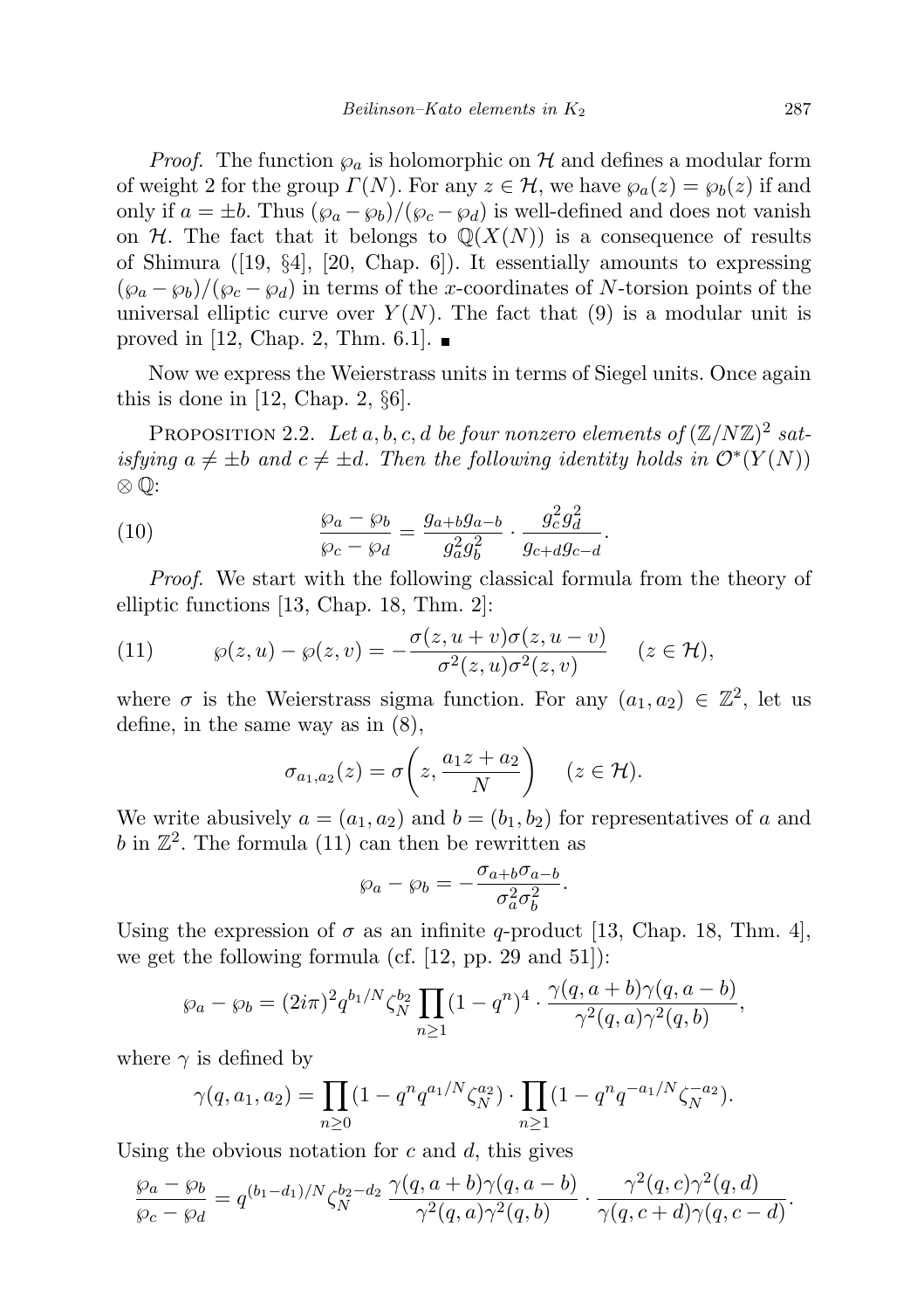*Proof.* The function $\wp_a$ is holomorphic on $\mathcal{H}$ and defines a modular form of weight 2 for the group $\Gamma(N)$. For any $z \in \mathcal{H}$, we have $\wp_a(z) = \wp_b(z)$ if and only if $a = \pm b$. Thus $(\wp_a - \wp_b)/(\wp_c - \wp_d)$ is well-defined and does not vanish on $\mathcal{H}$. The fact that it belongs to $\mathbb{Q}(X(N))$ is a consequence of results of Shimura ([19, §4], [20, Chap. 6]). It essentially amounts to expressing $(\wp_a - \wp_b)/(\wp_c - \wp_d)$ in terms of the $x$-coordinates of $N$-torsion points of the universal elliptic curve over $Y(N)$. The fact that (9) is a modular unit is proved in [12, Chap. 2, Thm. 6.1]. ∎

Now we express the Weierstrass units in terms of Siegel units. Once again this is done in [12, Chap. 2, §6].

Proposition 2.2. *Let $a, b, c, d$ be four nonzero elements of $(\mathbb{Z}/N\mathbb{Z})^2$ satisfying $a \neq \pm b$ and $c \neq \pm d$. Then the following identity holds in $\mathcal{O}^*(Y(N)) \otimes \mathbb{Q}$:*

$$\frac{\wp_a - \wp_b}{\wp_c - \wp_d} = \frac{g_{a+b} g_{a-b}}{g_a^2 g_b^2} \cdot \frac{g_c^2 g_d^2}{g_{c+d} g_{c-d}}. \tag{10}$$

*Proof.* We start with the following classical formula from the theory of elliptic functions [13, Chap. 18, Thm. 2]:

$$\wp(z,u) - \wp(z,v) = -\frac{\sigma(z,u+v)\sigma(z,u-v)}{\sigma^2(z,u)\sigma^2(z,v)} \quad (z \in \mathcal{H}), \tag{11}$$

where $\sigma$ is the Weierstrass sigma function. For any $(a_1, a_2) \in \mathbb{Z}^2$, let us define, in the same way as in (8),

$$\sigma_{a_1,a_2}(z) = \sigma\left(z, \frac{a_1 z + a_2}{N}\right) \quad (z \in \mathcal{H}).$$

We write abusively $a = (a_1, a_2)$ and $b = (b_1, b_2)$ for representatives of $a$ and $b$ in $\mathbb{Z}^2$. The formula (11) can then be rewritten as

$$\wp_a - \wp_b = -\frac{\sigma_{a+b}\sigma_{a-b}}{\sigma_a^2 \sigma_b^2}.$$

Using the expression of $\sigma$ as an infinite $q$-product [13, Chap. 18, Thm. 4], we get the following formula (cf. [12, pp. 29 and 51]):

$$\wp_a - \wp_b = (2i\pi)^2 q^{b_1/N} \zeta_N^{b_2} \prod_{n \geq 1} (1-q^n)^4 \cdot \frac{\gamma(q, a+b)\gamma(q, a-b)}{\gamma^2(q,a)\gamma^2(q,b)},$$

where $\gamma$ is defined by

$$\gamma(q, a_1, a_2) = \prod_{n \geq 0} (1 - q^n q^{a_1/N} \zeta_N^{a_2}) \cdot \prod_{n \geq 1} (1 - q^n q^{-a_1/N} \zeta_N^{-a_2}).$$

Using the obvious notation for $c$ and $d$, this gives

$$\frac{\wp_a - \wp_b}{\wp_c - \wp_d} = q^{(b_1 - d_1)/N} \zeta_N^{b_2 - d_2} \frac{\gamma(q, a+b)\gamma(q, a-b)}{\gamma^2(q,a)\gamma^2(q,b)} \cdot \frac{\gamma^2(q,c)\gamma^2(q,d)}{\gamma(q, c+d)\gamma(q, c-d)}.$$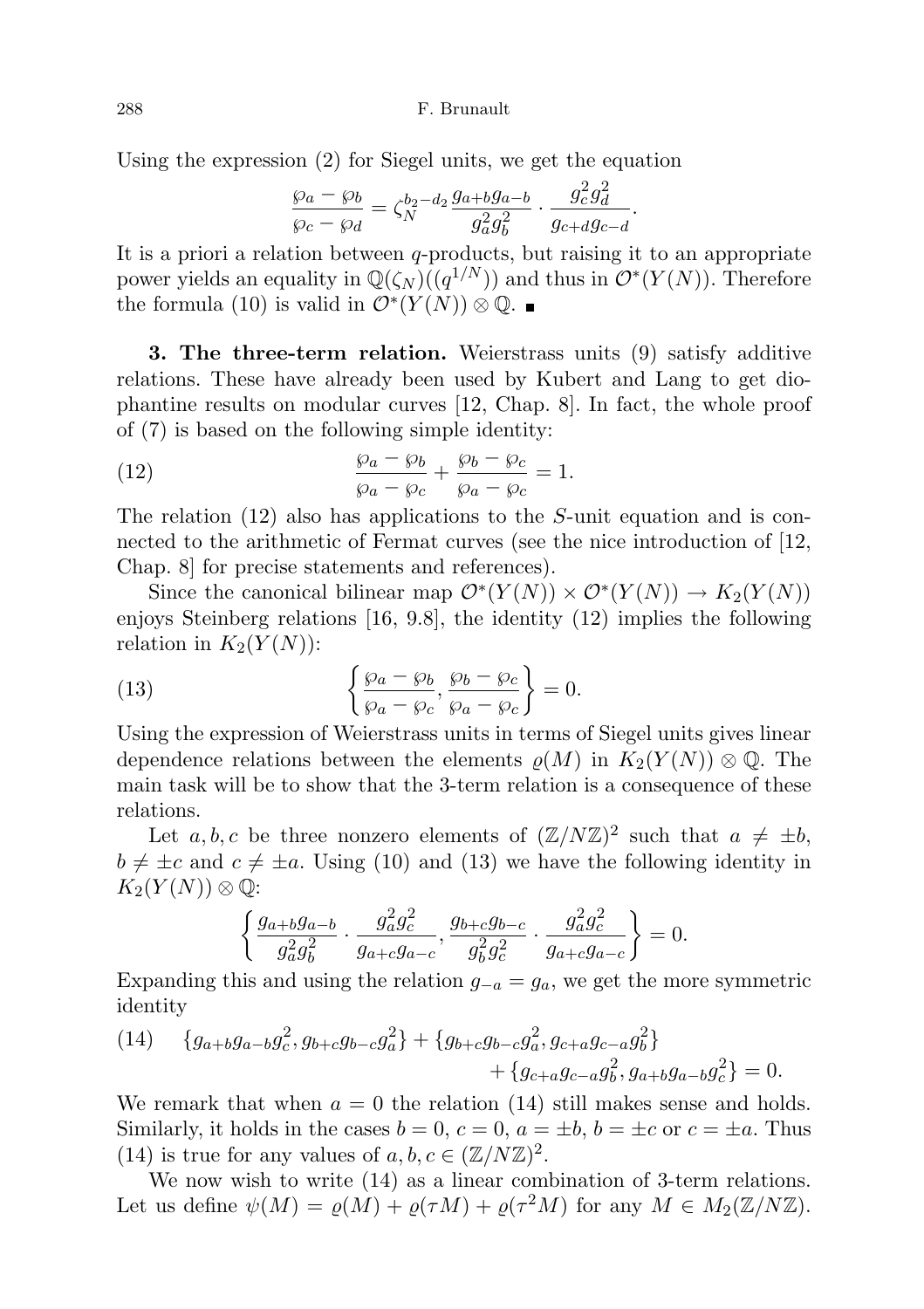Using the expression (2) for Siegel units, we get the equation

$$\frac{\wp_a - \wp_b}{\wp_c - \wp_d} = \zeta_N^{b_2 - d_2} \frac{g_{a+b} g_{a-b}}{g_a^2 g_b^2} \cdot \frac{g_c^2 g_d^2}{g_{c+d} g_{c-d}}.$$

It is a priori a relation between $q$-products, but raising it to an appropriate power yields an equality in $\mathbb{Q}(\zeta_N)((q^{1/N}))$ and thus in $\mathcal{O}^*(Y(N))$. Therefore the formula (10) is valid in $\mathcal{O}^*(Y(N)) \otimes \mathbb{Q}$. ∎

**3. The three-term relation.** Weierstrass units (9) satisfy additive relations. These have already been used by Kubert and Lang to get diophantine results on modular curves [12, Chap. 8]. In fact, the whole proof of (7) is based on the following simple identity:

$$\frac{\wp_a - \wp_b}{\wp_a - \wp_c} + \frac{\wp_b - \wp_c}{\wp_a - \wp_c} = 1. \tag{12}$$

The relation (12) also has applications to the $S$-unit equation and is connected to the arithmetic of Fermat curves (see the nice introduction of [12, Chap. 8] for precise statements and references).

Since the canonical bilinear map $\mathcal{O}^*(Y(N)) \times \mathcal{O}^*(Y(N)) \to K_2(Y(N))$ enjoys Steinberg relations [16, 9.8], the identity (12) implies the following relation in $K_2(Y(N))$:

$$\left\{ \frac{\wp_a - \wp_b}{\wp_a - \wp_c}, \frac{\wp_b - \wp_c}{\wp_a - \wp_c} \right\} = 0. \tag{13}$$

Using the expression of Weierstrass units in terms of Siegel units gives linear dependence relations between the elements $\varrho(M)$ in $K_2(Y(N)) \otimes \mathbb{Q}$. The main task will be to show that the 3-term relation is a consequence of these relations.

Let $a, b, c$ be three nonzero elements of $(\mathbb{Z}/N\mathbb{Z})^2$ such that $a \neq \pm b$, $b \neq \pm c$ and $c \neq \pm a$. Using (10) and (13) we have the following identity in $K_2(Y(N)) \otimes \mathbb{Q}$:

$$\left\{ \frac{g_{a+b} g_{a-b}}{g_a^2 g_b^2} \cdot \frac{g_a^2 g_c^2}{g_{a+c} g_{a-c}}, \frac{g_{b+c} g_{b-c}}{g_b^2 g_c^2} \cdot \frac{g_a^2 g_c^2}{g_{a+c} g_{a-c}} \right\} = 0.$$

Expanding this and using the relation $g_{-a} = g_a$, we get the more symmetric identity

$$\{g_{a+b} g_{a-b} g_c^2, g_{b+c} g_{b-c} g_a^2\} + \{g_{b+c} g_{b-c} g_a^2, g_{c+a} g_{c-a} g_b^2\} + \{g_{c+a} g_{c-a} g_b^2, g_{a+b} g_{a-b} g_c^2\} = 0. \tag{14}$$

We remark that when $a = 0$ the relation (14) still makes sense and holds. Similarly, it holds in the cases $b = 0$, $c = 0$, $a = \pm b$, $b = \pm c$ or $c = \pm a$. Thus (14) is true for any values of $a, b, c \in (\mathbb{Z}/N\mathbb{Z})^2$.

We now wish to write (14) as a linear combination of 3-term relations. Let us define $\psi(M) = \varrho(M) + \varrho(\tau M) + \varrho(\tau^2 M)$ for any $M \in M_2(\mathbb{Z}/N\mathbb{Z})$.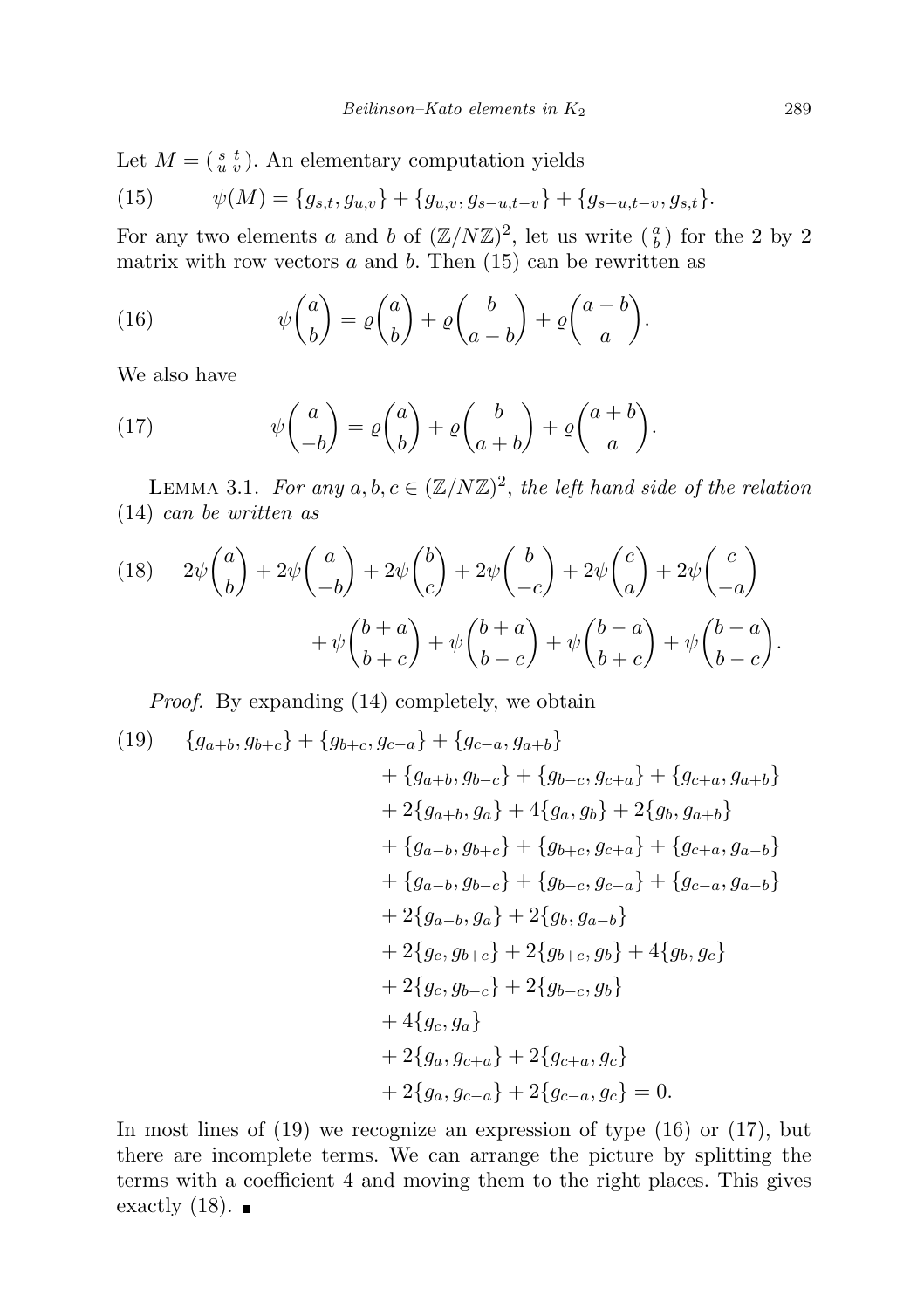Let $M = \left(\begin{smallmatrix} s & t \\ u & v \end{smallmatrix}\right)$. An elementary computation yields

$$\psi(M) = \{g_{s,t}, g_{u,v}\} + \{g_{u,v}, g_{s-u,t-v}\} + \{g_{s-u,t-v}, g_{s,t}\}. \tag{15}$$

For any two elements $a$ and $b$ of $(\mathbb{Z}/N\mathbb{Z})^2$, let us write $\left(\begin{smallmatrix} a \\ b \end{smallmatrix}\right)$ for the 2 by 2 matrix with row vectors $a$ and $b$. Then (15) can be rewritten as

$$\psi\begin{pmatrix} a \\ b \end{pmatrix} = \varrho\begin{pmatrix} a \\ b \end{pmatrix} + \varrho\begin{pmatrix} b \\ a-b \end{pmatrix} + \varrho\begin{pmatrix} a-b \\ a \end{pmatrix}. \tag{16}$$

We also have

$$\psi\begin{pmatrix} a \\ -b \end{pmatrix} = \varrho\begin{pmatrix} a \\ b \end{pmatrix} + \varrho\begin{pmatrix} b \\ a+b \end{pmatrix} + \varrho\begin{pmatrix} a+b \\ a \end{pmatrix}. \tag{17}$$

Lemma 3.1. *For any $a, b, c \in (\mathbb{Z}/N\mathbb{Z})^2$, the left hand side of the relation (14) can be written as*

$$\begin{aligned} 2\psi\begin{pmatrix} a \\ b \end{pmatrix} + 2\psi\begin{pmatrix} a \\ -b \end{pmatrix} + 2\psi\begin{pmatrix} b \\ c \end{pmatrix} + 2\psi\begin{pmatrix} b \\ -c \end{pmatrix} + 2\psi\begin{pmatrix} c \\ a \end{pmatrix} + 2\psi\begin{pmatrix} c \\ -a \end{pmatrix} \\ + \psi\begin{pmatrix} b+a \\ b+c \end{pmatrix} + \psi\begin{pmatrix} b+a \\ b-c \end{pmatrix} + \psi\begin{pmatrix} b-a \\ b+c \end{pmatrix} + \psi\begin{pmatrix} b-a \\ b-c \end{pmatrix}. \end{aligned} \tag{18}$$

*Proof.* By expanding (14) completely, we obtain

$$\begin{aligned} & \{g_{a+b}, g_{b+c}\} + \{g_{b+c}, g_{c-a}\} + \{g_{c-a}, g_{a+b}\} \\ & + \{g_{a+b}, g_{b-c}\} + \{g_{b-c}, g_{c+a}\} + \{g_{c+a}, g_{a+b}\} \\ & + 2\{g_{a+b}, g_a\} + 4\{g_a, g_b\} + 2\{g_b, g_{a+b}\} \\ & + \{g_{a-b}, g_{b+c}\} + \{g_{b+c}, g_{c+a}\} + \{g_{c+a}, g_{a-b}\} \\ & + \{g_{a-b}, g_{b-c}\} + \{g_{b-c}, g_{c-a}\} + \{g_{c-a}, g_{a-b}\} \\ & + 2\{g_{a-b}, g_a\} + 2\{g_b, g_{a-b}\} \\ & + 2\{g_c, g_{b+c}\} + 2\{g_{b+c}, g_b\} + 4\{g_b, g_c\} \\ & + 2\{g_c, g_{b-c}\} + 2\{g_{b-c}, g_b\} \\ & + 4\{g_c, g_a\} \\ & + 2\{g_a, g_{c+a}\} + 2\{g_{c+a}, g_c\} \\ & + 2\{g_a, g_{c-a}\} + 2\{g_{c-a}, g_c\} = 0. \end{aligned} \tag{19}$$

In most lines of (19) we recognize an expression of type (16) or (17), but there are incomplete terms. We can arrange the picture by splitting the terms with a coefficient 4 and moving them to the right places. This gives exactly (18). ∎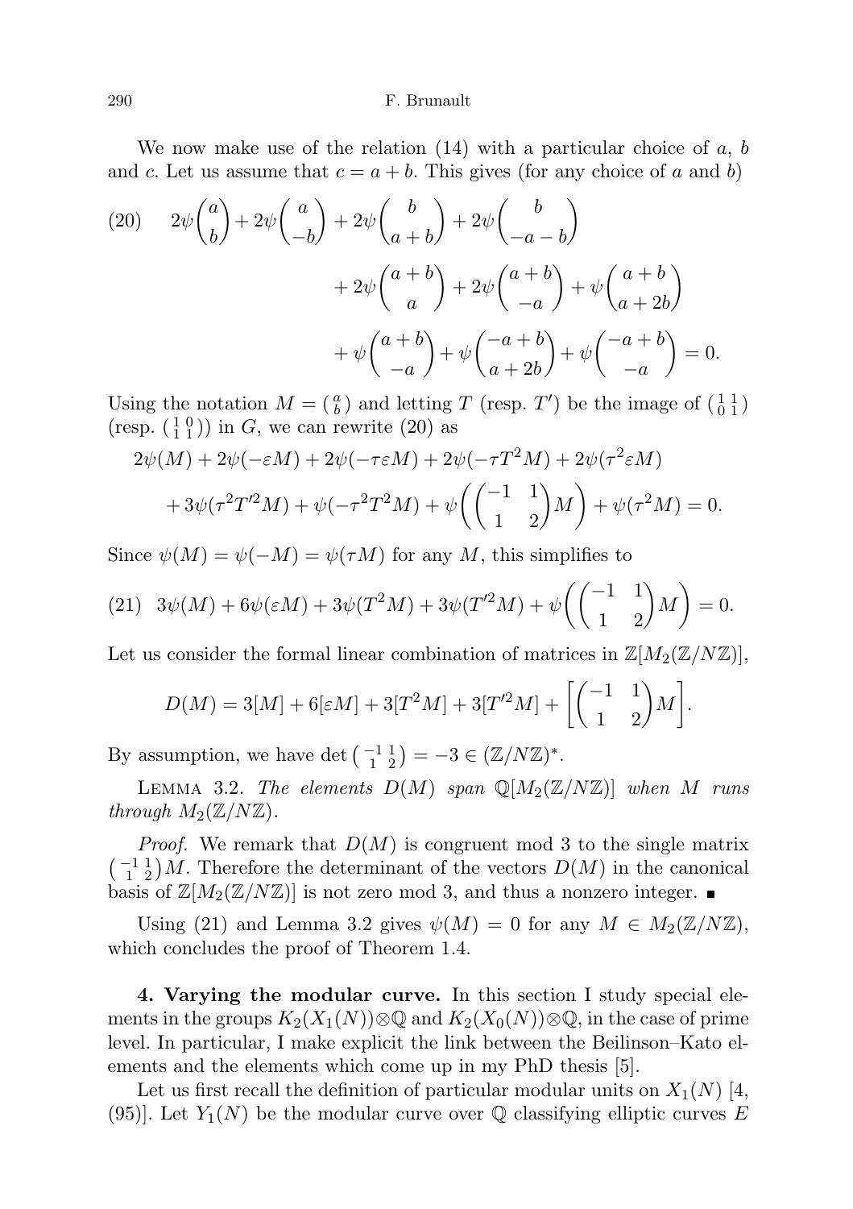We now make use of the relation (14) with a particular choice of $a$, $b$ and $c$. Let us assume that $c = a + b$. This gives (for any choice of $a$ and $b$)

$$
\begin{aligned}
(20) \qquad 2\psi\begin{pmatrix} a \\ b \end{pmatrix} + 2\psi\begin{pmatrix} a \\ -b \end{pmatrix} + 2\psi\begin{pmatrix} b \\ a+b \end{pmatrix} + 2\psi\begin{pmatrix} b \\ -a-b \end{pmatrix} \\
+ 2\psi\begin{pmatrix} a+b \\ a \end{pmatrix} + 2\psi\begin{pmatrix} a+b \\ -a \end{pmatrix} + \psi\begin{pmatrix} a+b \\ a+2b \end{pmatrix} \\
+ \psi\begin{pmatrix} a+b \\ -a \end{pmatrix} + \psi\begin{pmatrix} -a+b \\ a+2b \end{pmatrix} + \psi\begin{pmatrix} -a+b \\ -a \end{pmatrix} = 0.
\end{aligned}
$$

Using the notation $M = \left(\begin{smallmatrix} a \\ b \end{smallmatrix}\right)$ and letting $T$ (resp. $T'$) be the image of $\left(\begin{smallmatrix} 1 & 1 \\ 0 & 1 \end{smallmatrix}\right)$ (resp. $\left(\begin{smallmatrix} 1 & 0 \\ 1 & 1 \end{smallmatrix}\right)$) in $G$, we can rewrite (20) as

$$
\begin{aligned}
2\psi(M) + 2\psi(-\varepsilon M) + 2\psi(-\tau\varepsilon M) + 2\psi(-\tau T^2 M) + 2\psi(\tau^2 \varepsilon M) \\
+ 3\psi(\tau^2 T'^2 M) + \psi(-\tau^2 T^2 M) + \psi\left(\begin{pmatrix} -1 & 1 \\ 1 & 2 \end{pmatrix} M\right) + \psi(\tau^2 M) = 0.
\end{aligned}
$$

Since $\psi(M) = \psi(-M) = \psi(\tau M)$ for any $M$, this simplifies to

$$
(21) \quad 3\psi(M) + 6\psi(\varepsilon M) + 3\psi(T^2 M) + 3\psi(T'^2 M) + \psi\left(\begin{pmatrix} -1 & 1 \\ 1 & 2 \end{pmatrix} M\right) = 0.
$$

Let us consider the formal linear combination of matrices in $\mathbb{Z}[M_2(\mathbb{Z}/N\mathbb{Z})]$,

$$
D(M) = 3[M] + 6[\varepsilon M] + 3[T^2 M] + 3[T'^2 M] + \left[\begin{pmatrix} -1 & 1 \\ 1 & 2 \end{pmatrix} M\right].
$$

By assumption, we have $\det\left(\begin{smallmatrix} -1 & 1 \\ 1 & 2 \end{smallmatrix}\right) = -3 \in (\mathbb{Z}/N\mathbb{Z})^*$.

Lemma 3.2. *The elements $D(M)$ span $\mathbb{Q}[M_2(\mathbb{Z}/N\mathbb{Z})]$ when $M$ runs through $M_2(\mathbb{Z}/N\mathbb{Z})$.*

*Proof.* We remark that $D(M)$ is congruent mod 3 to the single matrix $\left(\begin{smallmatrix} -1 & 1 \\ 1 & 2 \end{smallmatrix}\right) M$. Therefore the determinant of the vectors $D(M)$ in the canonical basis of $\mathbb{Z}[M_2(\mathbb{Z}/N\mathbb{Z})]$ is not zero mod 3, and thus a nonzero integer. ∎

Using (21) and Lemma 3.2 gives $\psi(M) = 0$ for any $M \in M_2(\mathbb{Z}/N\mathbb{Z})$, which concludes the proof of Theorem 1.4.

## 4. Varying the modular curve.

In this section I study special elements in the groups $K_2(X_1(N)) \otimes \mathbb{Q}$ and $K_2(X_0(N)) \otimes \mathbb{Q}$, in the case of prime level. In particular, I make explicit the link between the Beilinson–Kato elements and the elements which come up in my PhD thesis [5].

Let us first recall the definition of particular modular units on $X_1(N)$ [4, (95)]. Let $Y_1(N)$ be the modular curve over $\mathbb{Q}$ classifying elliptic curves $E$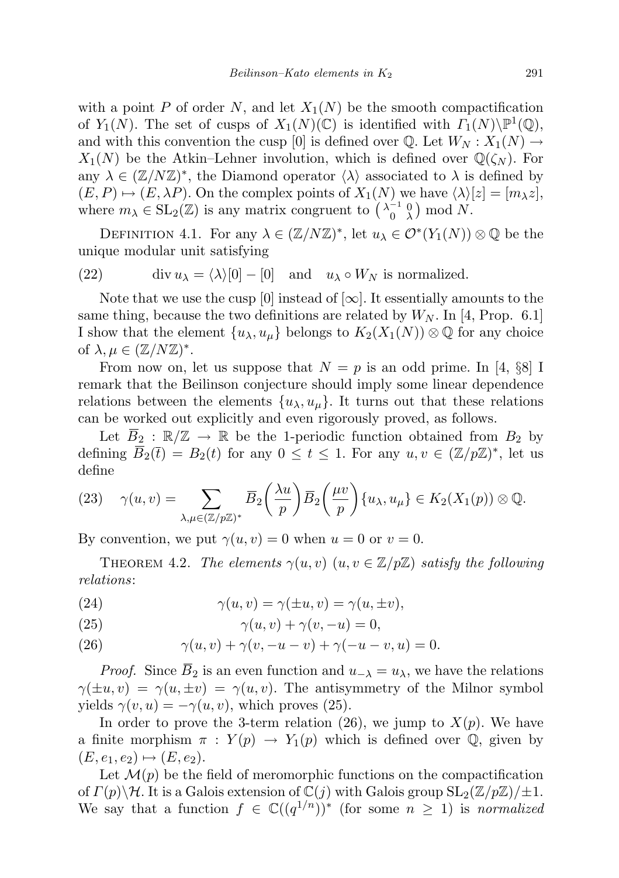with a point $P$ of order $N$, and let $X_1(N)$ be the smooth compactification of $Y_1(N)$. The set of cusps of $X_1(N)(\mathbb{C})$ is identified with $\Gamma_1(N)\backslash\mathbb{P}^1(\mathbb{Q})$, and with this convention the cusp $[0]$ is defined over $\mathbb{Q}$. Let $W_N : X_1(N) \to X_1(N)$ be the Atkin–Lehner involution, which is defined over $\mathbb{Q}(\zeta_N)$. For any $\lambda \in (\mathbb{Z}/N\mathbb{Z})^*$, the Diamond operator $\langle\lambda\rangle$ associated to $\lambda$ is defined by $(E, P) \mapsto (E, \lambda P)$. On the complex points of $X_1(N)$ we have $\langle\lambda\rangle[z] = [m_\lambda z]$, where $m_\lambda \in \mathrm{SL}_2(\mathbb{Z})$ is any matrix congruent to $\left(\begin{smallmatrix}\lambda^{-1} & 0\\ 0 & \lambda\end{smallmatrix}\right) \bmod N$.

Definition 4.1. For any $\lambda \in (\mathbb{Z}/N\mathbb{Z})^*$, let $u_\lambda \in \mathcal{O}^*(Y_1(N)) \otimes \mathbb{Q}$ be the unique modular unit satisfying

$$\operatorname{div} u_\lambda = \langle\lambda\rangle[0] - [0] \quad \text{and} \quad u_\lambda \circ W_N \text{ is normalized.} \tag{22}$$

Note that we use the cusp $[0]$ instead of $[\infty]$. It essentially amounts to the same thing, because the two definitions are related by $W_N$. In [4, Prop. 6.1] I show that the element $\{u_\lambda, u_\mu\}$ belongs to $K_2(X_1(N)) \otimes \mathbb{Q}$ for any choice of $\lambda, \mu \in (\mathbb{Z}/N\mathbb{Z})^*$.

From now on, let us suppose that $N = p$ is an odd prime. In [4, §8] I remark that the Beilinson conjecture should imply some linear dependence relations between the elements $\{u_\lambda, u_\mu\}$. It turns out that these relations can be worked out explicitly and even rigorously proved, as follows.

Let $\overline{B}_2 : \mathbb{R}/\mathbb{Z} \to \mathbb{R}$ be the 1-periodic function obtained from $B_2$ by defining $\overline{B}_2(\overline{t}) = B_2(t)$ for any $0 \le t \le 1$. For any $u, v \in (\mathbb{Z}/p\mathbb{Z})^*$, let us define

$$\gamma(u, v) = \sum_{\lambda,\mu \in (\mathbb{Z}/p\mathbb{Z})^*} \overline{B}_2\left(\frac{\lambda u}{p}\right)\overline{B}_2\left(\frac{\mu v}{p}\right)\{u_\lambda, u_\mu\} \in K_2(X_1(p)) \otimes \mathbb{Q}. \tag{23}$$

By convention, we put $\gamma(u, v) = 0$ when $u = 0$ or $v = 0$.

Theorem 4.2. *The elements $\gamma(u, v)$ $(u, v \in \mathbb{Z}/p\mathbb{Z})$ satisfy the following relations*:

$$\gamma(u, v) = \gamma(\pm u, v) = \gamma(u, \pm v), \tag{24}$$

$$\gamma(u, v) + \gamma(v, -u) = 0, \tag{25}$$

$$\gamma(u, v) + \gamma(v, -u - v) + \gamma(-u - v, u) = 0. \tag{26}$$

*Proof.* Since $\overline{B}_2$ is an even function and $u_{-\lambda} = u_\lambda$, we have the relations $\gamma(\pm u, v) = \gamma(u, \pm v) = \gamma(u, v)$. The antisymmetry of the Milnor symbol yields $\gamma(v, u) = -\gamma(u, v)$, which proves (25).

In order to prove the 3-term relation (26), we jump to $X(p)$. We have a finite morphism $\pi : Y(p) \to Y_1(p)$ which is defined over $\mathbb{Q}$, given by $(E, e_1, e_2) \mapsto (E, e_2)$.

Let $\mathcal{M}(p)$ be the field of meromorphic functions on the compactification of $\Gamma(p)\backslash\mathcal{H}$. It is a Galois extension of $\mathbb{C}(j)$ with Galois group $\mathrm{SL}_2(\mathbb{Z}/p\mathbb{Z})/\pm 1$. We say that a function $f \in \mathbb{C}((q^{1/n}))^*$ (for some $n \ge 1$) is *normalized*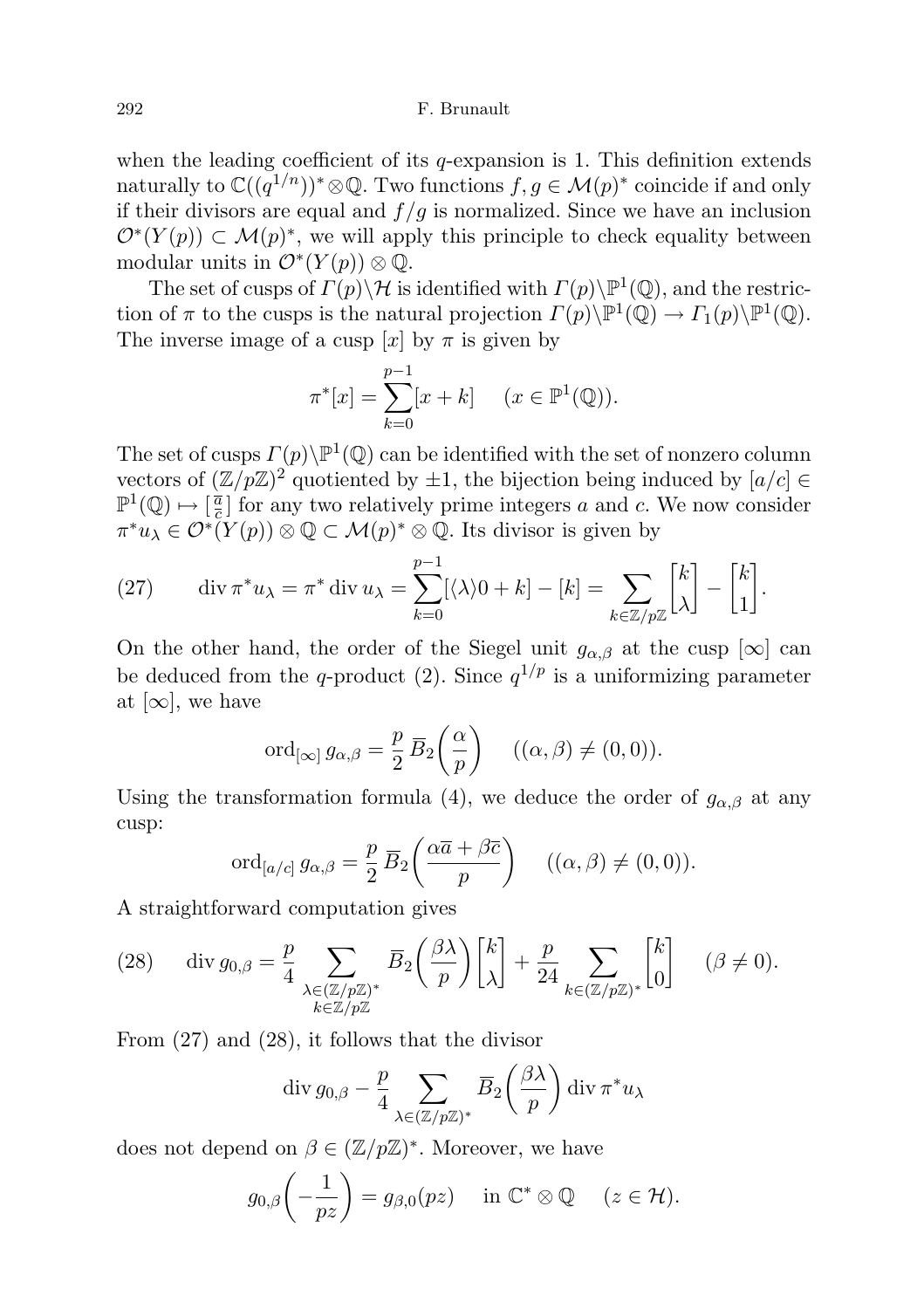when the leading coefficient of its $q$-expansion is 1. This definition extends naturally to $\mathbb{C}((q^{1/n}))^* \otimes \mathbb{Q}$. Two functions $f, g \in \mathcal{M}(p)^*$ coincide if and only if their divisors are equal and $f/g$ is normalized. Since we have an inclusion $\mathcal{O}^*(Y(p)) \subset \mathcal{M}(p)^*$, we will apply this principle to check equality between modular units in $\mathcal{O}^*(Y(p)) \otimes \mathbb{Q}$.

The set of cusps of $\Gamma(p)\backslash\mathcal{H}$ is identified with $\Gamma(p)\backslash\mathbb{P}^1(\mathbb{Q})$, and the restriction of $\pi$ to the cusps is the natural projection $\Gamma(p)\backslash\mathbb{P}^1(\mathbb{Q}) \to \Gamma_1(p)\backslash\mathbb{P}^1(\mathbb{Q})$. The inverse image of a cusp $[x]$ by $\pi$ is given by

$$\pi^*[x] = \sum_{k=0}^{p-1} [x+k] \qquad (x \in \mathbb{P}^1(\mathbb{Q})).$$

The set of cusps $\Gamma(p)\backslash\mathbb{P}^1(\mathbb{Q})$ can be identified with the set of nonzero column vectors of $(\mathbb{Z}/p\mathbb{Z})^2$ quotiented by $\pm 1$, the bijection being induced by $[a/c] \in \mathbb{P}^1(\mathbb{Q}) \mapsto \left[\begin{smallmatrix} \overline{a} \\ \overline{c} \end{smallmatrix}\right]$ for any two relatively prime integers $a$ and $c$. We now consider $\pi^* u_\lambda \in \mathcal{O}^*(Y(p)) \otimes \mathbb{Q} \subset \mathcal{M}(p)^* \otimes \mathbb{Q}$. Its divisor is given by

$$\operatorname{div} \pi^* u_\lambda = \pi^* \operatorname{div} u_\lambda = \sum_{k=0}^{p-1} [\langle\lambda\rangle 0 + k] - [k] = \sum_{k \in \mathbb{Z}/p\mathbb{Z}} \begin{bmatrix} k \\ \lambda \end{bmatrix} - \begin{bmatrix} k \\ 1 \end{bmatrix}. \tag{27}$$

On the other hand, the order of the Siegel unit $g_{\alpha,\beta}$ at the cusp $[\infty]$ can be deduced from the $q$-product (2). Since $q^{1/p}$ is a uniformizing parameter at $[\infty]$, we have

$$\operatorname{ord}_{[\infty]} g_{\alpha,\beta} = \frac{p}{2}\, \overline{B}_2\biggl(\frac{\alpha}{p}\biggr) \qquad ((\alpha,\beta) \neq (0,0)).$$

Using the transformation formula (4), we deduce the order of $g_{\alpha,\beta}$ at any cusp:

$$\operatorname{ord}_{[a/c]} g_{\alpha,\beta} = \frac{p}{2}\, \overline{B}_2\biggl(\frac{\alpha\overline{a} + \beta\overline{c}}{p}\biggr) \qquad ((\alpha,\beta) \neq (0,0)).$$

A straightforward computation gives

$$\operatorname{div} g_{0,\beta} = \frac{p}{4} \sum_{\substack{\lambda \in (\mathbb{Z}/p\mathbb{Z})^* \\ k \in \mathbb{Z}/p\mathbb{Z}}} \overline{B}_2\biggl(\frac{\beta\lambda}{p}\biggr) \begin{bmatrix} k \\ \lambda \end{bmatrix} + \frac{p}{24} \sum_{k \in (\mathbb{Z}/p\mathbb{Z})^*} \begin{bmatrix} k \\ 0 \end{bmatrix} \qquad (\beta \neq 0). \tag{28}$$

From (27) and (28), it follows that the divisor

$$\operatorname{div} g_{0,\beta} - \frac{p}{4} \sum_{\lambda \in (\mathbb{Z}/p\mathbb{Z})^*} \overline{B}_2\biggl(\frac{\beta\lambda}{p}\biggr) \operatorname{div} \pi^* u_\lambda$$

does not depend on $\beta \in (\mathbb{Z}/p\mathbb{Z})^*$. Moreover, we have

$$g_{0,\beta}\biggl(-\frac{1}{pz}\biggr) = g_{\beta,0}(pz) \quad \text{ in } \mathbb{C}^* \otimes \mathbb{Q} \quad (z \in \mathcal{H}).$$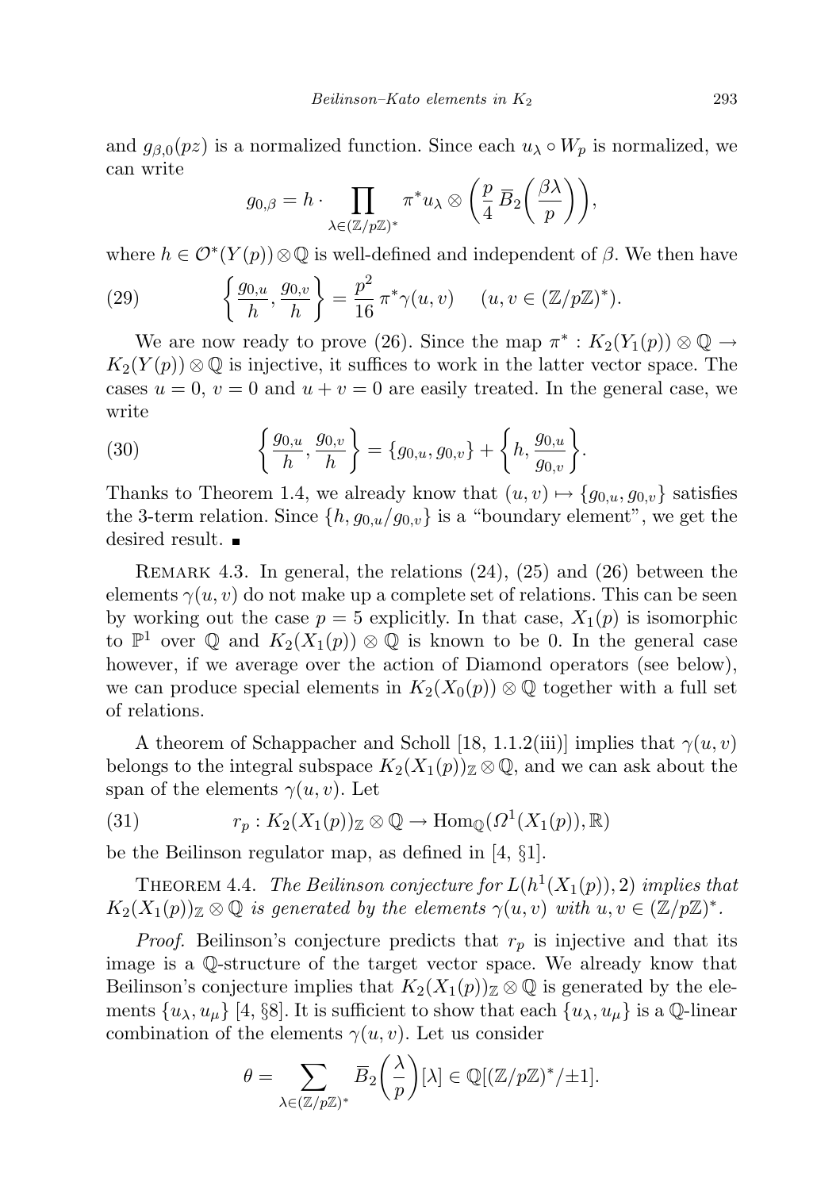and $g_{\beta,0}(pz)$ is a normalized function. Since each $u_\lambda \circ W_p$ is normalized, we can write

$$g_{0,\beta} = h \cdot \prod_{\lambda \in (\mathbb{Z}/p\mathbb{Z})^*} \pi^* u_\lambda \otimes \left( \frac{p}{4} \, \overline{B}_2\!\left( \frac{\beta\lambda}{p} \right) \right),$$

where $h \in \mathcal{O}^*(Y(p)) \otimes \mathbb{Q}$ is well-defined and independent of $\beta$. We then have

$$\left\{ \frac{g_{0,u}}{h}, \frac{g_{0,v}}{h} \right\} = \frac{p^2}{16} \, \pi^* \gamma(u,v) \qquad (u,v \in (\mathbb{Z}/p\mathbb{Z})^*). \tag{29}$$

We are now ready to prove (26). Since the map $\pi^* : K_2(Y_1(p)) \otimes \mathbb{Q} \to K_2(Y(p)) \otimes \mathbb{Q}$ is injective, it suffices to work in the latter vector space. The cases $u = 0$, $v = 0$ and $u + v = 0$ are easily treated. In the general case, we write

$$\left\{ \frac{g_{0,u}}{h}, \frac{g_{0,v}}{h} \right\} = \{g_{0,u}, g_{0,v}\} + \left\{ h, \frac{g_{0,u}}{g_{0,v}} \right\}. \tag{30}$$

Thanks to Theorem 1.4, we already know that $(u,v) \mapsto \{g_{0,u}, g_{0,v}\}$ satisfies the 3-term relation. Since $\{h, g_{0,u}/g_{0,v}\}$ is a "boundary element", we get the desired result. ∎

Remark 4.3. In general, the relations (24), (25) and (26) between the elements $\gamma(u,v)$ do not make up a complete set of relations. This can be seen by working out the case $p = 5$ explicitly. In that case, $X_1(p)$ is isomorphic to $\mathbb{P}^1$ over $\mathbb{Q}$ and $K_2(X_1(p)) \otimes \mathbb{Q}$ is known to be 0. In the general case however, if we average over the action of Diamond operators (see below), we can produce special elements in $K_2(X_0(p)) \otimes \mathbb{Q}$ together with a full set of relations.

A theorem of Schappacher and Scholl [18, 1.1.2(iii)] implies that $\gamma(u,v)$ belongs to the integral subspace $K_2(X_1(p))_{\mathbb{Z}} \otimes \mathbb{Q}$, and we can ask about the span of the elements $\gamma(u,v)$. Let

$$r_p : K_2(X_1(p))_{\mathbb{Z}} \otimes \mathbb{Q} \to \mathrm{Hom}_{\mathbb{Q}}(\Omega^1(X_1(p)), \mathbb{R}) \tag{31}$$

be the Beilinson regulator map, as defined in [4, §1].

Theorem 4.4. *The Beilinson conjecture for $L(h^1(X_1(p)), 2)$ implies that $K_2(X_1(p))_{\mathbb{Z}} \otimes \mathbb{Q}$ is generated by the elements $\gamma(u,v)$ with $u, v \in (\mathbb{Z}/p\mathbb{Z})^*$.*

*Proof.* Beilinson's conjecture predicts that $r_p$ is injective and that its image is a $\mathbb{Q}$-structure of the target vector space. We already know that Beilinson's conjecture implies that $K_2(X_1(p))_{\mathbb{Z}} \otimes \mathbb{Q}$ is generated by the elements $\{u_\lambda, u_\mu\}$ [4, §8]. It is sufficient to show that each $\{u_\lambda, u_\mu\}$ is a $\mathbb{Q}$-linear combination of the elements $\gamma(u,v)$. Let us consider

$$\theta = \sum_{\lambda \in (\mathbb{Z}/p\mathbb{Z})^*} \overline{B}_2\!\left( \frac{\lambda}{p} \right) [\lambda] \in \mathbb{Q}[(\mathbb{Z}/p\mathbb{Z})^*/\pm 1].$$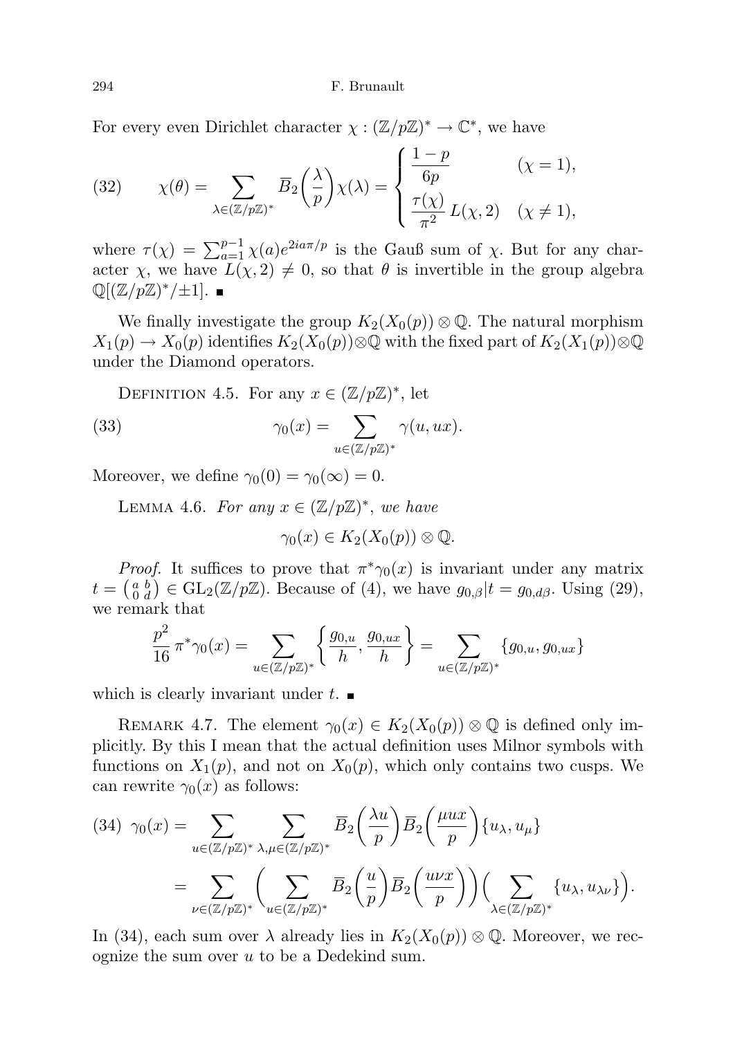For every even Dirichlet character $\chi : (\mathbb{Z}/p\mathbb{Z})^* \to \mathbb{C}^*$, we have

$$\chi(\theta) = \sum_{\lambda \in (\mathbb{Z}/p\mathbb{Z})^*} \overline{B}_2\Big(\frac{\lambda}{p}\Big)\chi(\lambda) = \begin{cases} \dfrac{1-p}{6p} & (\chi = 1), \\[2mm] \dfrac{\tau(\chi)}{\pi^2} L(\chi, 2) & (\chi \neq 1), \end{cases} \tag{32}$$

where $\tau(\chi) = \sum_{a=1}^{p-1} \chi(a) e^{2ia\pi/p}$ is the Gauß sum of $\chi$. But for any character $\chi$, we have $L(\chi,2) \neq 0$, so that $\theta$ is invertible in the group algebra $\mathbb{Q}[(\mathbb{Z}/p\mathbb{Z})^*/\pm 1]$. ■

We finally investigate the group $K_2(X_0(p)) \otimes \mathbb{Q}$. The natural morphism $X_1(p) \to X_0(p)$ identifies $K_2(X_0(p)) \otimes \mathbb{Q}$ with the fixed part of $K_2(X_1(p)) \otimes \mathbb{Q}$ under the Diamond operators.

Definition 4.5. For any $x \in (\mathbb{Z}/p\mathbb{Z})^*$, let

$$\gamma_0(x) = \sum_{u \in (\mathbb{Z}/p\mathbb{Z})^*} \gamma(u, ux). \tag{33}$$

Moreover, we define $\gamma_0(0) = \gamma_0(\infty) = 0$.

Lemma 4.6. *For any $x \in (\mathbb{Z}/p\mathbb{Z})^*$, we have*

$$\gamma_0(x) \in K_2(X_0(p)) \otimes \mathbb{Q}.$$

*Proof.* It suffices to prove that $\pi^* \gamma_0(x)$ is invariant under any matrix $t = \left(\begin{smallmatrix} a & b \\ 0 & d \end{smallmatrix}\right) \in \mathrm{GL}_2(\mathbb{Z}/p\mathbb{Z})$. Because of (4), we have $g_{0,\beta}|t = g_{0,d\beta}$. Using (29), we remark that

$$\frac{p^2}{16} \pi^* \gamma_0(x) = \sum_{u \in (\mathbb{Z}/p\mathbb{Z})^*} \left\{ \frac{g_{0,u}}{h}, \frac{g_{0,ux}}{h} \right\} = \sum_{u \in (\mathbb{Z}/p\mathbb{Z})^*} \{g_{0,u}, g_{0,ux}\}$$

which is clearly invariant under $t$. ■

Remark 4.7. The element $\gamma_0(x) \in K_2(X_0(p)) \otimes \mathbb{Q}$ is defined only implicitly. By this I mean that the actual definition uses Milnor symbols with functions on $X_1(p)$, and not on $X_0(p)$, which only contains two cusps. We can rewrite $\gamma_0(x)$ as follows:

$$\begin{aligned}
\gamma_0(x) &= \sum_{u \in (\mathbb{Z}/p\mathbb{Z})^*} \sum_{\lambda,\mu \in (\mathbb{Z}/p\mathbb{Z})^*} \overline{B}_2\Big(\frac{\lambda u}{p}\Big) \overline{B}_2\Big(\frac{\mu u x}{p}\Big) \{u_\lambda, u_\mu\} \\
&= \sum_{\nu \in (\mathbb{Z}/p\mathbb{Z})^*} \bigg( \sum_{u \in (\mathbb{Z}/p\mathbb{Z})^*} \overline{B}_2\Big(\frac{u}{p}\Big) \overline{B}_2\Big(\frac{u\nu x}{p}\Big) \bigg) \Big( \sum_{\lambda \in (\mathbb{Z}/p\mathbb{Z})^*} \{u_\lambda, u_{\lambda\nu}\} \Big).
\end{aligned} \tag{34}$$

In (34), each sum over $\lambda$ already lies in $K_2(X_0(p)) \otimes \mathbb{Q}$. Moreover, we recognize the sum over $u$ to be a Dedekind sum.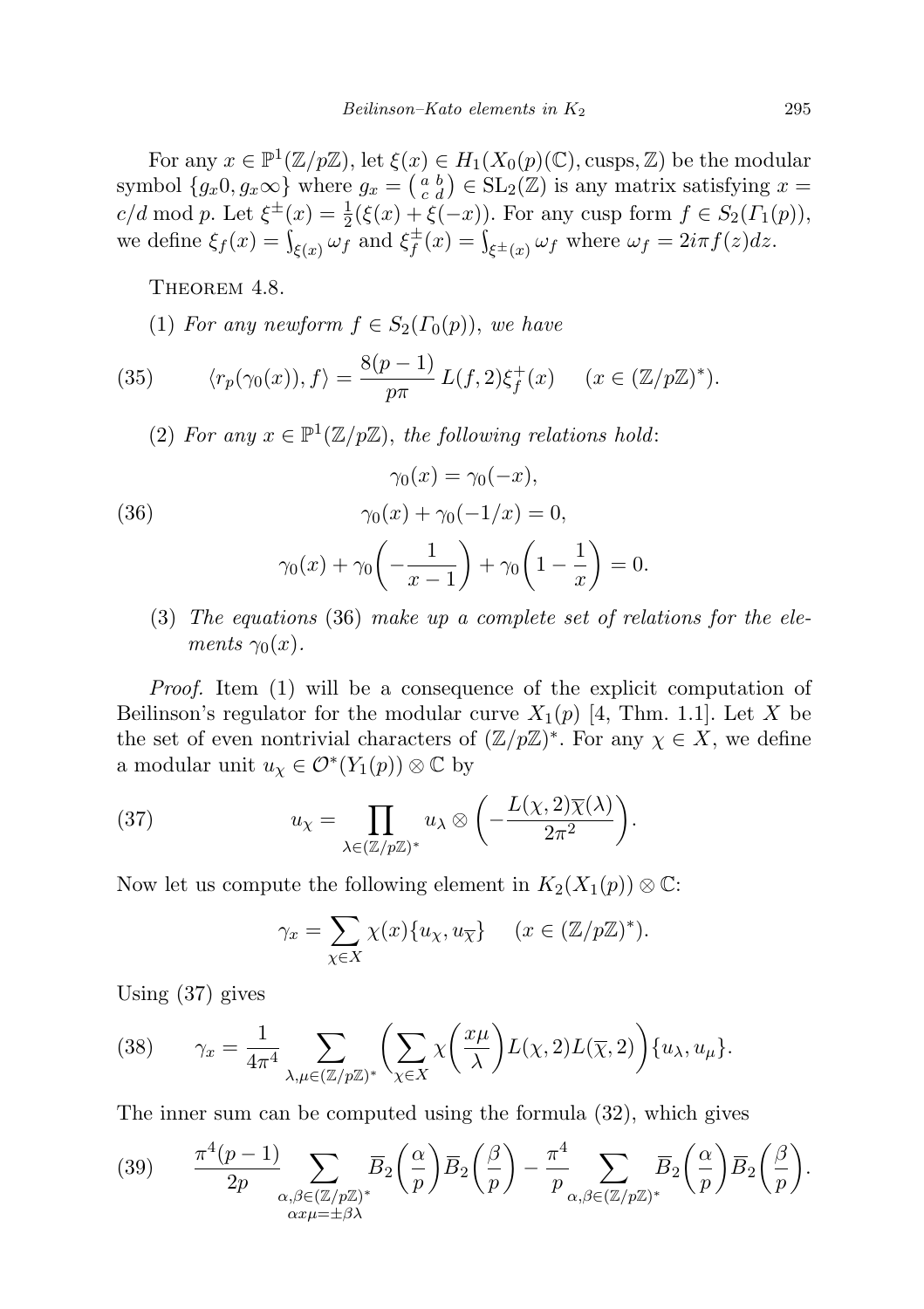For any $x \in \mathbb{P}^1(\mathbb{Z}/p\mathbb{Z})$, let $\xi(x) \in H_1(X_0(p)(\mathbb{C}), \text{cusps}, \mathbb{Z})$ be the modular symbol $\{g_x 0, g_x \infty\}$ where $g_x = \left(\begin{smallmatrix} a & b \\ c & d \end{smallmatrix}\right) \in \mathrm{SL}_2(\mathbb{Z})$ is any matrix satisfying $x = c/d \bmod p$. Let $\xi^{\pm}(x) = \frac{1}{2}(\xi(x) + \xi(-x))$. For any cusp form $f \in S_2(\Gamma_1(p))$, we define $\xi_f(x) = \int_{\xi(x)} \omega_f$ and $\xi_f^{\pm}(x) = \int_{\xi^{\pm}(x)} \omega_f$ where $\omega_f = 2i\pi f(z)dz$.

Theorem 4.8.

(1) *For any newform $f \in S_2(\Gamma_0(p))$, we have*

$$\langle r_p(\gamma_0(x)), f\rangle = \frac{8(p-1)}{p\pi} L(f,2)\xi_f^+(x) \quad (x \in (\mathbb{Z}/p\mathbb{Z})^*). \tag{35}$$

(2) *For any $x \in \mathbb{P}^1(\mathbb{Z}/p\mathbb{Z})$, the following relations hold*:

$$\begin{gathered} \gamma_0(x) = \gamma_0(-x), \\ \gamma_0(x) + \gamma_0(-1/x) = 0, \\ \gamma_0(x) + \gamma_0\left(-\frac{1}{x-1}\right) + \gamma_0\left(1 - \frac{1}{x}\right) = 0. \end{gathered} \tag{36}$$

(3) *The equations* (36) *make up a complete set of relations for the elements $\gamma_0(x)$.*

*Proof.* Item (1) will be a consequence of the explicit computation of Beilinson's regulator for the modular curve $X_1(p)$ [4, Thm. 1.1]. Let $X$ be the set of even nontrivial characters of $(\mathbb{Z}/p\mathbb{Z})^*$. For any $\chi \in X$, we define a modular unit $u_\chi \in \mathcal{O}^*(Y_1(p)) \otimes \mathbb{C}$ by

$$u_\chi = \prod_{\lambda \in (\mathbb{Z}/p\mathbb{Z})^*} u_\lambda \otimes \left(-\frac{L(\chi,2)\overline{\chi}(\lambda)}{2\pi^2}\right). \tag{37}$$

Now let us compute the following element in $K_2(X_1(p)) \otimes \mathbb{C}$:

$$\gamma_x = \sum_{\chi \in X} \chi(x)\{u_\chi, u_{\overline{\chi}}\} \quad (x \in (\mathbb{Z}/p\mathbb{Z})^*).$$

Using (37) gives

$$\gamma_x = \frac{1}{4\pi^4} \sum_{\lambda,\mu \in (\mathbb{Z}/p\mathbb{Z})^*} \left(\sum_{\chi \in X} \chi\left(\frac{x\mu}{\lambda}\right) L(\chi,2)L(\overline{\chi},2)\right)\{u_\lambda, u_\mu\}. \tag{38}$$

The inner sum can be computed using the formula (32), which gives

$$\frac{\pi^4(p-1)}{2p} \sum_{\substack{\alpha,\beta \in (\mathbb{Z}/p\mathbb{Z})^* \\ \alpha x \mu = \pm \beta\lambda}} \overline{B}_2\left(\frac{\alpha}{p}\right)\overline{B}_2\left(\frac{\beta}{p}\right) - \frac{\pi^4}{p} \sum_{\alpha,\beta \in (\mathbb{Z}/p\mathbb{Z})^*} \overline{B}_2\left(\frac{\alpha}{p}\right)\overline{B}_2\left(\frac{\beta}{p}\right). \tag{39}$$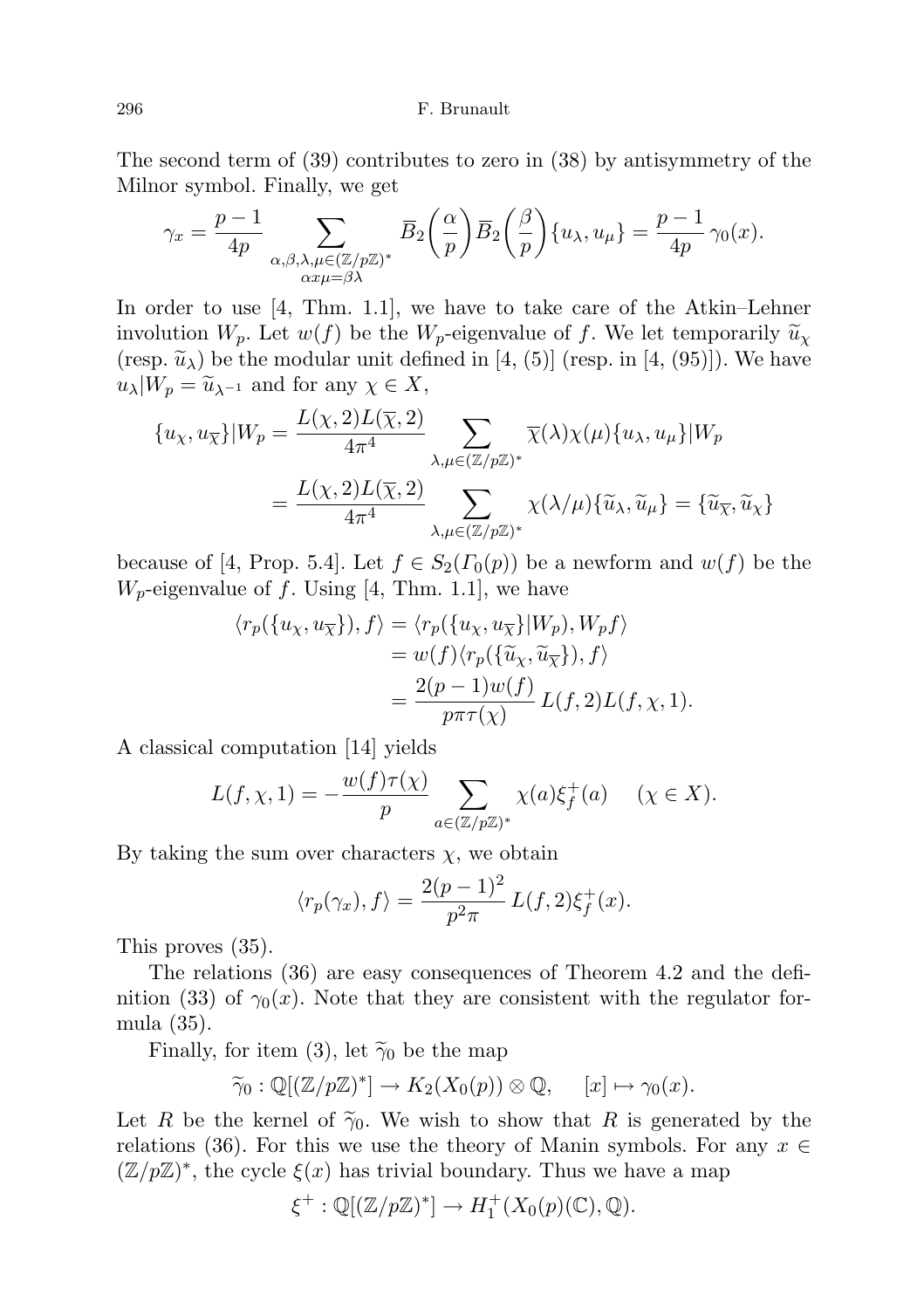The second term of (39) contributes to zero in (38) by antisymmetry of the Milnor symbol. Finally, we get

$$\gamma_x = \frac{p-1}{4p} \sum_{\substack{\alpha,\beta,\lambda,\mu \in (\mathbb{Z}/p\mathbb{Z})^* \\ \alpha x \mu = \beta\lambda}} \overline{B}_2\Big(\frac{\alpha}{p}\Big) \overline{B}_2\Big(\frac{\beta}{p}\Big) \{u_\lambda, u_\mu\} = \frac{p-1}{4p}\,\gamma_0(x).$$

In order to use [4, Thm. 1.1], we have to take care of the Atkin–Lehner involution $W_p$. Let $w(f)$ be the $W_p$-eigenvalue of $f$. We let temporarily $\widetilde{u}_\chi$ (resp. $\widetilde{u}_\lambda$) be the modular unit defined in [4, (5)] (resp. in [4, (95)]). We have $u_\lambda | W_p = \widetilde{u}_{\lambda^{-1}}$ and for any $\chi \in X$,

$$\begin{aligned}
\{u_\chi, u_{\overline{\chi}}\}|W_p &= \frac{L(\chi,2)L(\overline{\chi},2)}{4\pi^4} \sum_{\lambda,\mu \in (\mathbb{Z}/p\mathbb{Z})^*} \overline{\chi}(\lambda)\chi(\mu)\{u_\lambda, u_\mu\}|W_p \\
&= \frac{L(\chi,2)L(\overline{\chi},2)}{4\pi^4} \sum_{\lambda,\mu \in (\mathbb{Z}/p\mathbb{Z})^*} \chi(\lambda/\mu)\{\widetilde{u}_\lambda, \widetilde{u}_\mu\} = \{\widetilde{u}_{\overline{\chi}}, \widetilde{u}_\chi\}
\end{aligned}$$

because of [4, Prop. 5.4]. Let $f \in S_2(\Gamma_0(p))$ be a newform and $w(f)$ be the $W_p$-eigenvalue of $f$. Using [4, Thm. 1.1], we have

$$\begin{aligned}
\langle r_p(\{u_\chi, u_{\overline{\chi}}\}), f\rangle &= \langle r_p(\{u_\chi, u_{\overline{\chi}}\}|W_p), W_p f\rangle \\
&= w(f)\langle r_p(\{\widetilde{u}_\chi, \widetilde{u}_{\overline{\chi}}\}), f\rangle \\
&= \frac{2(p-1)w(f)}{p\pi\tau(\chi)}\, L(f,2)L(f,\chi,1).
\end{aligned}$$

A classical computation [14] yields

$$L(f,\chi,1) = -\frac{w(f)\tau(\chi)}{p} \sum_{a \in (\mathbb{Z}/p\mathbb{Z})^*} \chi(a)\xi_f^+(a) \quad (\chi \in X).$$

By taking the sum over characters $\chi$, we obtain

$$\langle r_p(\gamma_x), f\rangle = \frac{2(p-1)^2}{p^2\pi}\, L(f,2)\xi_f^+(x).$$

This proves (35).

The relations (36) are easy consequences of Theorem 4.2 and the definition (33) of $\gamma_0(x)$. Note that they are consistent with the regulator formula (35).

Finally, for item (3), let $\widetilde{\gamma}_0$ be the map

$$\widetilde{\gamma}_0 : \mathbb{Q}[(\mathbb{Z}/p\mathbb{Z})^*] \to K_2(X_0(p)) \otimes \mathbb{Q}, \quad [x] \mapsto \gamma_0(x).$$

Let $R$ be the kernel of $\widetilde{\gamma}_0$. We wish to show that $R$ is generated by the relations (36). For this we use the theory of Manin symbols. For any $x \in (\mathbb{Z}/p\mathbb{Z})^*$, the cycle $\xi(x)$ has trivial boundary. Thus we have a map

$$\xi^+ : \mathbb{Q}[(\mathbb{Z}/p\mathbb{Z})^*] \to H_1^+(X_0(p)(\mathbb{C}), \mathbb{Q}).$$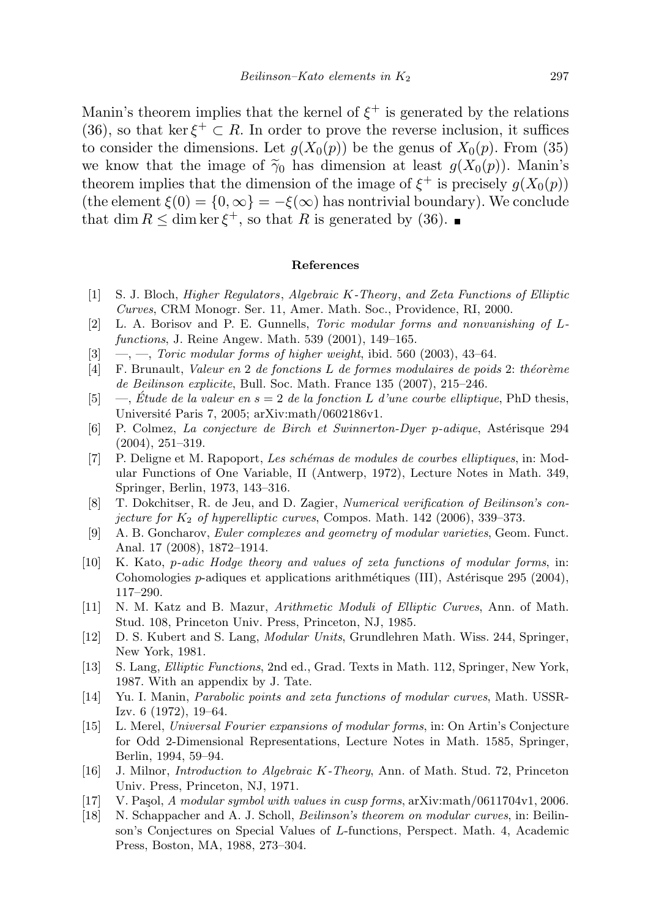Manin's theorem implies that the kernel of $\xi^+$ is generated by the relations (36), so that $\ker \xi^+ \subset R$. In order to prove the reverse inclusion, it suffices to consider the dimensions. Let $g(X_0(p))$ be the genus of $X_0(p)$. From (35) we know that the image of $\widetilde{\gamma}_0$ has dimension at least $g(X_0(p))$. Manin's theorem implies that the dimension of the image of $\xi^+$ is precisely $g(X_0(p))$ (the element $\xi(0) = \{0, \infty\} = -\xi(\infty)$ has nontrivial boundary). We conclude that $\dim R \leq \dim \ker \xi^+$, so that $R$ is generated by (36). ∎

## References

[1] S. J. Bloch, *Higher Regulators, Algebraic K-Theory, and Zeta Functions of Elliptic Curves*, CRM Monogr. Ser. 11, Amer. Math. Soc., Providence, RI, 2000.

[2] L. A. Borisov and P. E. Gunnells, *Toric modular forms and nonvanishing of L-functions*, J. Reine Angew. Math. 539 (2001), 149–165.

[3] —, —, *Toric modular forms of higher weight*, ibid. 560 (2003), 43–64.

[4] F. Brunault, *Valeur en 2 de fonctions L de formes modulaires de poids 2: théorème de Beilinson explicite*, Bull. Soc. Math. France 135 (2007), 215–246.

[5] —, *Étude de la valeur en $s = 2$ de la fonction L d'une courbe elliptique*, PhD thesis, Université Paris 7, 2005; arXiv:math/0602186v1.

[6] P. Colmez, *La conjecture de Birch et Swinnerton-Dyer p-adique*, Astérisque 294 (2004), 251–319.

[7] P. Deligne et M. Rapoport, *Les schémas de modules de courbes elliptiques*, in: Modular Functions of One Variable, II (Antwerp, 1972), Lecture Notes in Math. 349, Springer, Berlin, 1973, 143–316.

[8] T. Dokchitser, R. de Jeu, and D. Zagier, *Numerical verification of Beilinson's conjecture for $K_2$ of hyperelliptic curves*, Compos. Math. 142 (2006), 339–373.

[9] A. B. Goncharov, *Euler complexes and geometry of modular varieties*, Geom. Funct. Anal. 17 (2008), 1872–1914.

[10] K. Kato, *p-adic Hodge theory and values of zeta functions of modular forms*, in: Cohomologies p-adiques et applications arithmétiques (III), Astérisque 295 (2004), 117–290.

[11] N. M. Katz and B. Mazur, *Arithmetic Moduli of Elliptic Curves*, Ann. of Math. Stud. 108, Princeton Univ. Press, Princeton, NJ, 1985.

[12] D. S. Kubert and S. Lang, *Modular Units*, Grundlehren Math. Wiss. 244, Springer, New York, 1981.

[13] S. Lang, *Elliptic Functions*, 2nd ed., Grad. Texts in Math. 112, Springer, New York, 1987. With an appendix by J. Tate.

[14] Yu. I. Manin, *Parabolic points and zeta functions of modular curves*, Math. USSR-Izv. 6 (1972), 19–64.

[15] L. Merel, *Universal Fourier expansions of modular forms*, in: On Artin's Conjecture for Odd 2-Dimensional Representations, Lecture Notes in Math. 1585, Springer, Berlin, 1994, 59–94.

[16] J. Milnor, *Introduction to Algebraic K-Theory*, Ann. of Math. Stud. 72, Princeton Univ. Press, Princeton, NJ, 1971.

[17] V. Paşol, *A modular symbol with values in cusp forms*, arXiv:math/0611704v1, 2006.

[18] N. Schappacher and A. J. Scholl, *Beilinson's theorem on modular curves*, in: Beilinson's Conjectures on Special Values of L-functions, Perspect. Math. 4, Academic Press, Boston, MA, 1988, 273–304.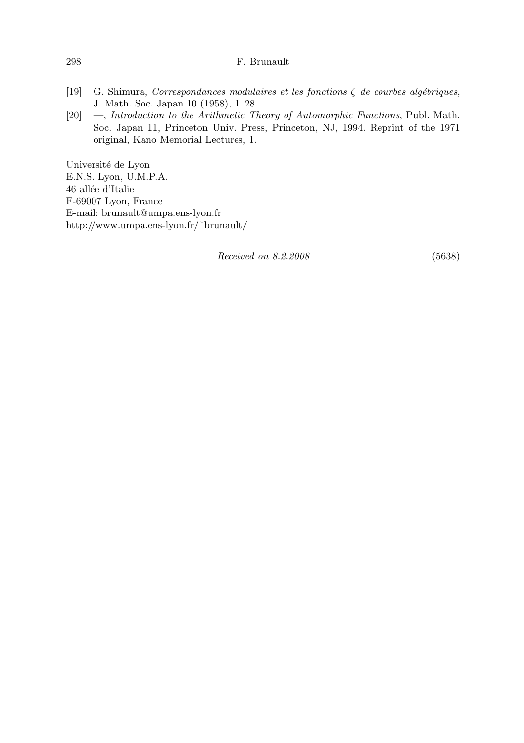[19] G. Shimura, *Correspondances modulaires et les fonctions $\zeta$ de courbes algébriques*, J. Math. Soc. Japan 10 (1958), 1–28.

[20] —, *Introduction to the Arithmetic Theory of Automorphic Functions*, Publ. Math. Soc. Japan 11, Princeton Univ. Press, Princeton, NJ, 1994. Reprint of the 1971 original, Kano Memorial Lectures, 1.

Université de Lyon
E.N.S. Lyon, U.M.P.A.
46 allée d'Italie
F-69007 Lyon, France
E-mail: brunault@umpa.ens-lyon.fr
http://www.umpa.ens-lyon.fr/˜brunault/

*Received on 8.2.2008* (5638)